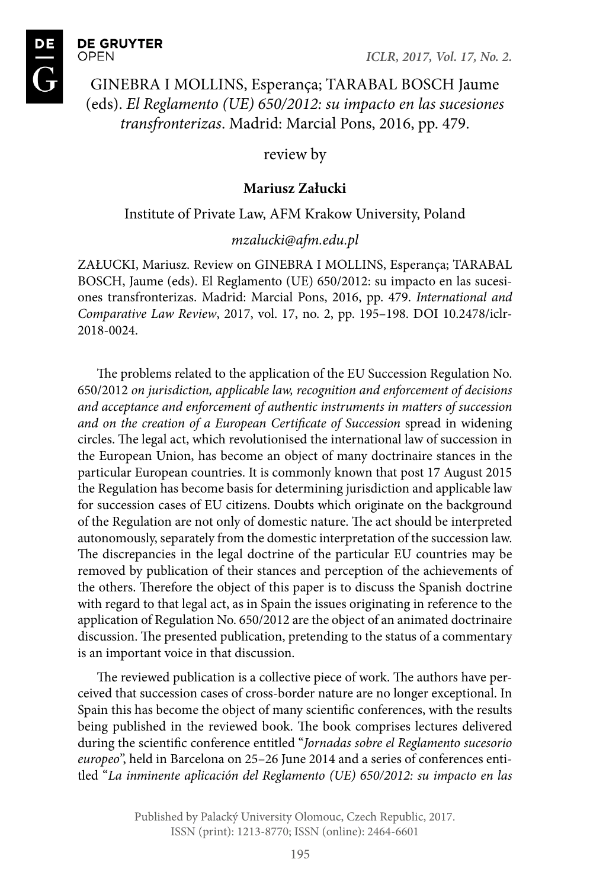# GINEBRA I MOLLINS, Esperança; TARABAL BOSCH Jaume (eds). *El Reglamento (UE) 650/2012: su impacto en las sucesiones transfronterizas*. Madrid: Marcial Pons, 2016, pp. 479.

review by

**Mariusz Załucki**

Institute of Private Law, AFM Krakow University, Poland

*mzalucki@afm.edu.pl*

ZAŁUCKI, Mariusz. Review on GINEBRA I MOLLINS, Esperança; TARABAL BOSCH, Jaume (eds). El Reglamento (UE) 650/2012: su impacto en las sucesiones transfronterizas. Madrid: Marcial Pons, 2016, pp. 479. *International and Comparative Law Review*, 2017, vol. 17, no. 2, pp. 195–198. DOI 10.2478/iclr-2018-0024.

The problems related to the application of the EU Succession Regulation No. 650/2012 *on jurisdiction, applicable law, recognition and enforcement of decisions and acceptance and enforcement of authentic instruments in matters of succession and on the creation of a European Certificate of Succession* spread in widening circles. The legal act, which revolutionised the international law of succession in the European Union, has become an object of many doctrinaire stances in the particular European countries. It is commonly known that post 17 August 2015 the Regulation has become basis for determining jurisdiction and applicable law for succession cases of EU citizens. Doubts which originate on the background of the Regulation are not only of domestic nature. The act should be interpreted autonomously, separately from the domestic interpretation of the succession law. The discrepancies in the legal doctrine of the particular EU countries may be removed by publication of their stances and perception of the achievements of the others. Therefore the object of this paper is to discuss the Spanish doctrine with regard to that legal act, as in Spain the issues originating in reference to the application of Regulation No. 650/2012 are the object of an animated doctrinaire discussion. The presented publication, pretending to the status of a commentary is an important voice in that discussion.

The reviewed publication is a collective piece of work. The authors have perceived that succession cases of cross-border nature are no longer exceptional. In Spain this has become the object of many scientific conferences, with the results being published in the reviewed book. The book comprises lectures delivered during the scientific conference entitled "*Jornadas sobre el Reglamento sucesorio europeo*", held in Barcelona on 25–26 June 2014 and a series of conferences entitled "*La inminente aplicación del Reglamento (UE) 650/2012: su impacto en las*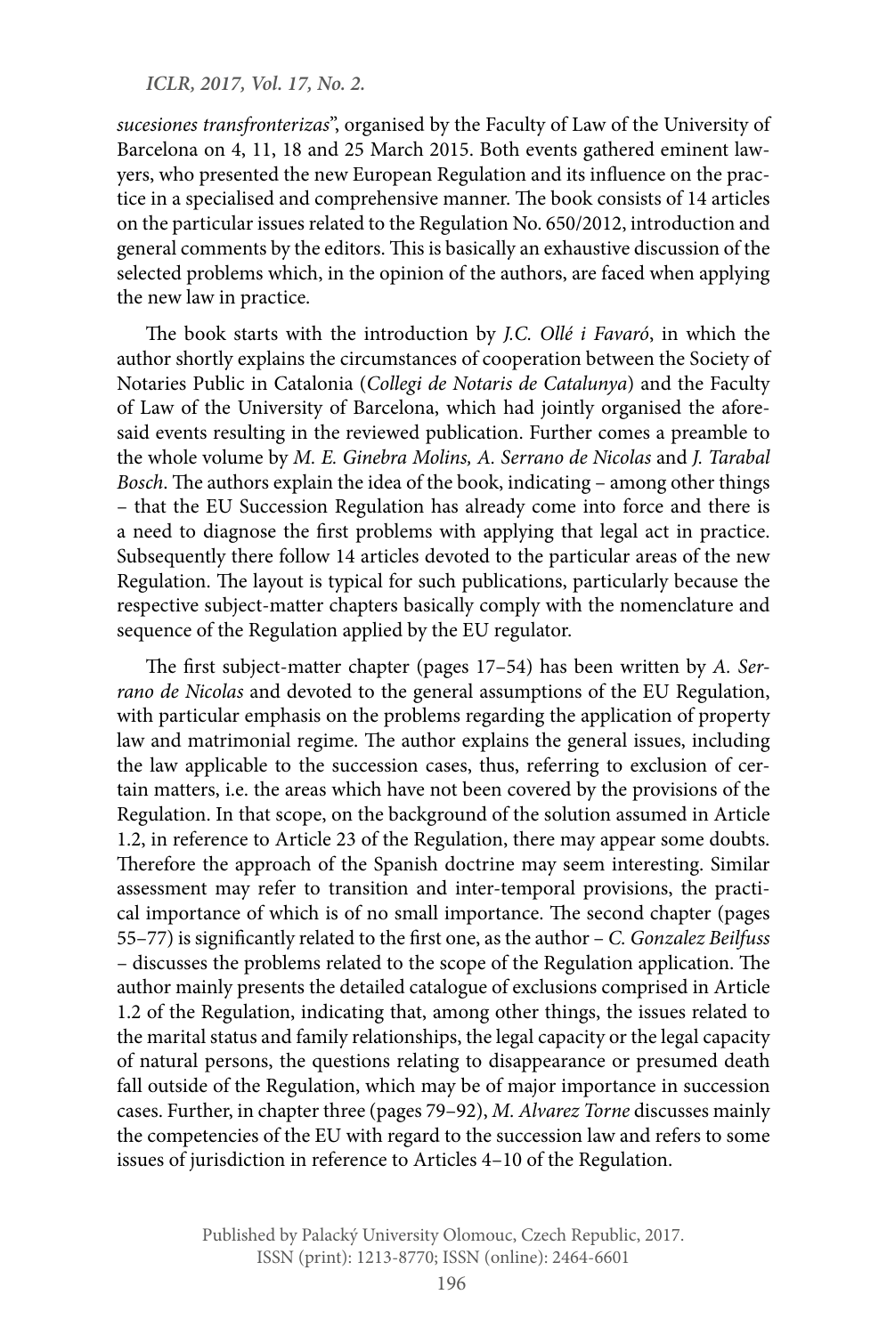*sucesiones transfronterizas*", organised by the Faculty of Law of the University of Barcelona on 4, 11, 18 and 25 March 2015. Both events gathered eminent lawyers, who presented the new European Regulation and its influence on the practice in a specialised and comprehensive manner. The book consists of 14 articles on the particular issues related to the Regulation No. 650/2012, introduction and general comments by the editors. This is basically an exhaustive discussion of the selected problems which, in the opinion of the authors, are faced when applying the new law in practice.

The book starts with the introduction by *J.C. Ollé i Favaró*, in which the author shortly explains the circumstances of cooperation between the Society of Notaries Public in Catalonia (*Collegi de Notaris de Catalunya*) and the Faculty of Law of the University of Barcelona, which had jointly organised the aforesaid events resulting in the reviewed publication. Further comes a preamble to the whole volume by *M. E. Ginebra Molins, A. Serrano de Nicolas* and *J. Tarabal Bosch*. The authors explain the idea of the book, indicating – among other things – that the EU Succession Regulation has already come into force and there is a need to diagnose the first problems with applying that legal act in practice. Subsequently there follow 14 articles devoted to the particular areas of the new Regulation. The layout is typical for such publications, particularly because the respective subject-matter chapters basically comply with the nomenclature and sequence of the Regulation applied by the EU regulator.

The first subject-matter chapter (pages 17–54) has been written by *A. Serrano de Nicolas* and devoted to the general assumptions of the EU Regulation, with particular emphasis on the problems regarding the application of property law and matrimonial regime. The author explains the general issues, including the law applicable to the succession cases, thus, referring to exclusion of certain matters, i.e. the areas which have not been covered by the provisions of the Regulation. In that scope, on the background of the solution assumed in Article 1.2, in reference to Article 23 of the Regulation, there may appear some doubts. Therefore the approach of the Spanish doctrine may seem interesting. Similar assessment may refer to transition and inter-temporal provisions, the practical importance of which is of no small importance. The second chapter (pages 55–77) is significantly related to the first one, as the author – *C. Gonzalez Beilfuss* – discusses the problems related to the scope of the Regulation application. The author mainly presents the detailed catalogue of exclusions comprised in Article 1.2 of the Regulation, indicating that, among other things, the issues related to the marital status and family relationships, the legal capacity or the legal capacity of natural persons, the questions relating to disappearance or presumed death fall outside of the Regulation, which may be of major importance in succession cases. Further, in chapter three (pages 79–92), *M. Alvarez Torne* discusses mainly the competencies of the EU with regard to the succession law and refers to some issues of jurisdiction in reference to Articles 4–10 of the Regulation.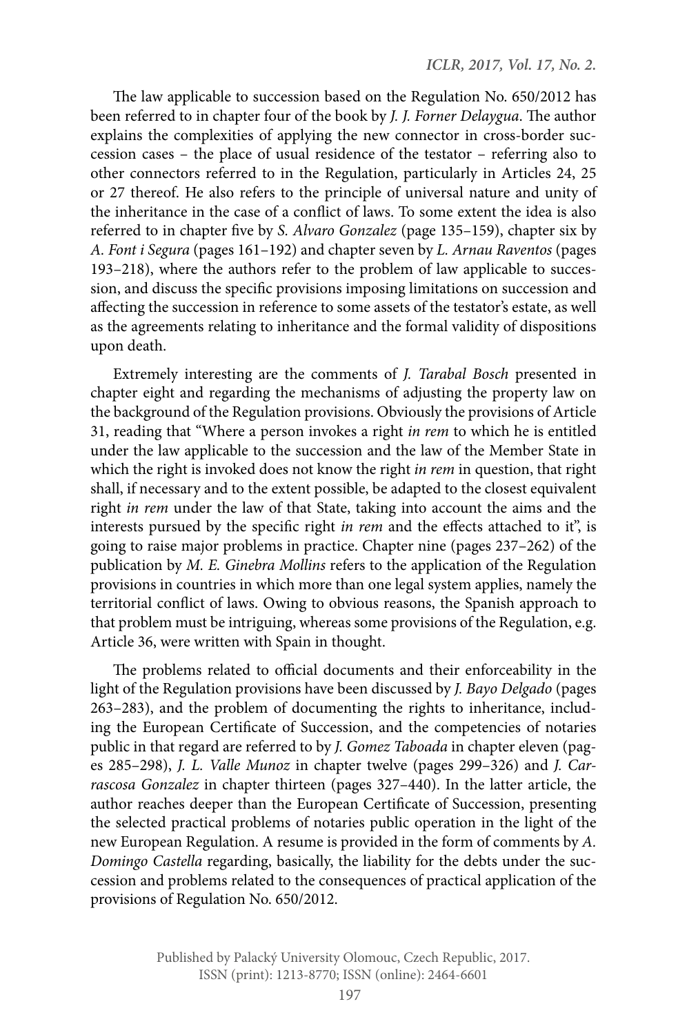The law applicable to succession based on the Regulation No. 650/2012 has been referred to in chapter four of the book by *J. J. Forner Delaygua*. The author explains the complexities of applying the new connector in cross-border succession cases – the place of usual residence of the testator – referring also to other connectors referred to in the Regulation, particularly in Articles 24, 25 or 27 thereof. He also refers to the principle of universal nature and unity of the inheritance in the case of a conflict of laws. To some extent the idea is also referred to in chapter five by *S. Alvaro Gonzalez* (page 135–159), chapter six by *A. Font i Segura* (pages 161–192) and chapter seven by *L. Arnau Raventos* (pages 193–218), where the authors refer to the problem of law applicable to succession, and discuss the specific provisions imposing limitations on succession and affecting the succession in reference to some assets of the testator's estate, as well as the agreements relating to inheritance and the formal validity of dispositions upon death.

Extremely interesting are the comments of *J. Tarabal Bosch* presented in chapter eight and regarding the mechanisms of adjusting the property law on the background of the Regulation provisions. Obviously the provisions of Article 31, reading that "Where a person invokes a right *in rem* to which he is entitled under the law applicable to the succession and the law of the Member State in which the right is invoked does not know the right *in rem* in question, that right shall, if necessary and to the extent possible, be adapted to the closest equivalent right *in rem* under the law of that State, taking into account the aims and the interests pursued by the specific right *in rem* and the effects attached to it", is going to raise major problems in practice. Chapter nine (pages 237–262) of the publication by *M. E. Ginebra Mollins* refers to the application of the Regulation provisions in countries in which more than one legal system applies, namely the territorial conflict of laws. Owing to obvious reasons, the Spanish approach to that problem must be intriguing, whereas some provisions of the Regulation, e.g. Article 36, were written with Spain in thought.

The problems related to official documents and their enforceability in the light of the Regulation provisions have been discussed by *J. Bayo Delgado* (pages 263–283), and the problem of documenting the rights to inheritance, including the European Certificate of Succession, and the competencies of notaries public in that regard are referred to by *J. Gomez Taboada* in chapter eleven (pages 285–298), *J. L. Valle Munoz* in chapter twelve (pages 299–326) and *J. Carrascosa Gonzalez* in chapter thirteen (pages 327–440). In the latter article, the author reaches deeper than the European Certificate of Succession, presenting the selected practical problems of notaries public operation in the light of the new European Regulation. A resume is provided in the form of comments by *A. Domingo Castella* regarding, basically, the liability for the debts under the succession and problems related to the consequences of practical application of the provisions of Regulation No. 650/2012.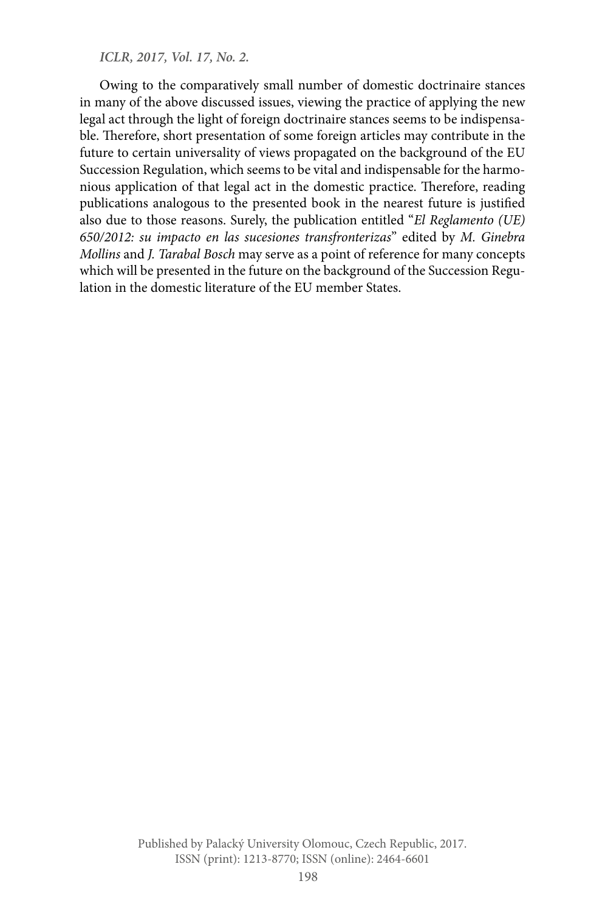Owing to the comparatively small number of domestic doctrinaire stances in many of the above discussed issues, viewing the practice of applying the new legal act through the light of foreign doctrinaire stances seems to be indispensable. Therefore, short presentation of some foreign articles may contribute in the future to certain universality of views propagated on the background of the EU Succession Regulation, which seems to be vital and indispensable for the harmonious application of that legal act in the domestic practice. Therefore, reading publications analogous to the presented book in the nearest future is justified also due to those reasons. Surely, the publication entitled "*El Reglamento (UE) 650/2012: su impacto en las sucesiones transfronterizas*" edited by *M. Ginebra Mollins* and *J. Tarabal Bosch* may serve as a point of reference for many concepts which will be presented in the future on the background of the Succession Regulation in the domestic literature of the EU member States.